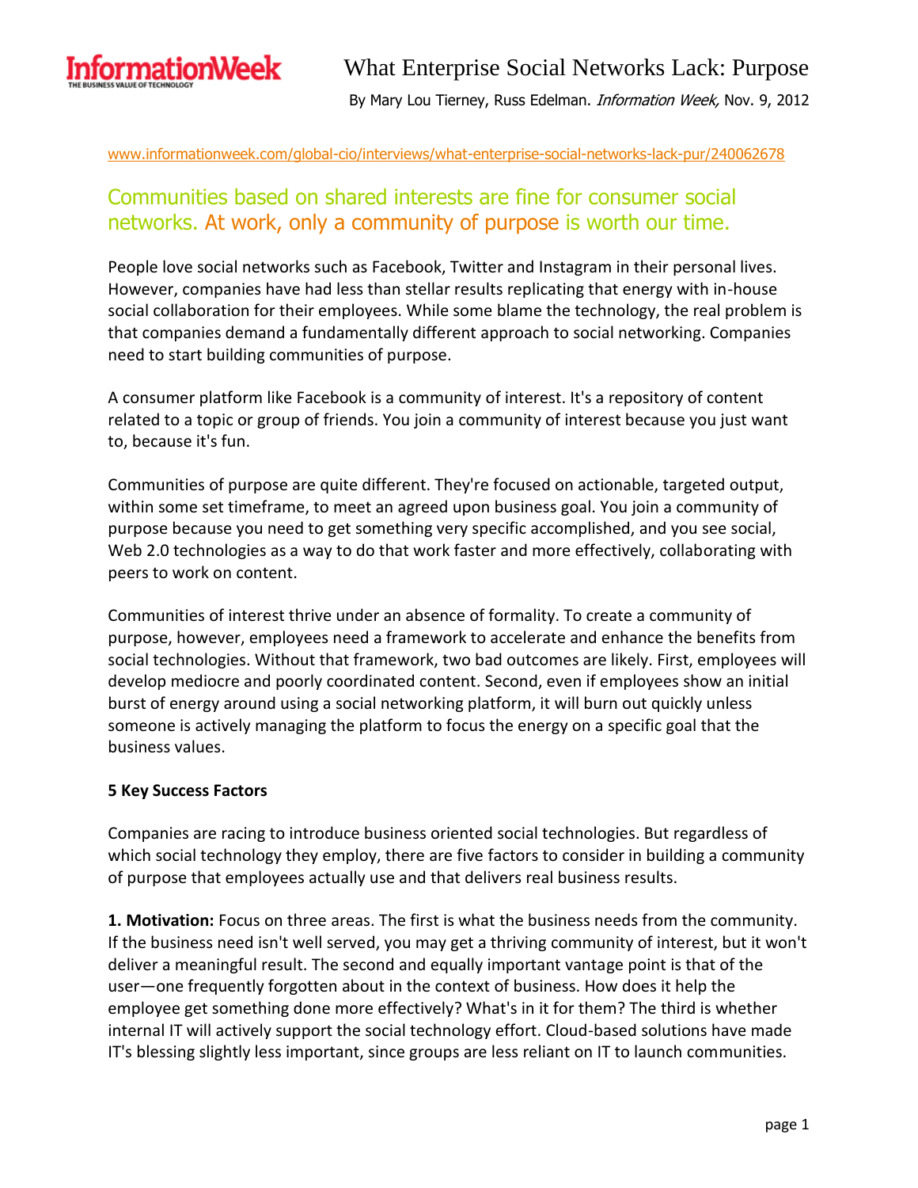# What Enterprise Social Networks Lack: Purpose

By Mary Lou Tierney, Russ Edelman. *Information Week,* Nov. 9, 2012

www.informationweek.com/global-cio/interviews/what-enterprise-social-networks-lack-pur/240062678

## Communities based on shared interests are fine for consumer social networks. At work, only a community of purpose is worth our time.

People love social networks such as Facebook, Twitter and Instagram in their personal lives. However, companies have had less than stellar results replicating that energy with in-house social collaboration for their employees. While some blame the technology, the real problem is that companies demand a fundamentally different approach to social networking. Companies need to start building communities of purpose.

A consumer platform like Facebook is a community of interest. It's a repository of content related to a topic or group of friends. You join a community of interest because you just want to, because it's fun.

Communities of purpose are quite different. They're focused on actionable, targeted output, within some set timeframe, to meet an agreed upon business goal. You join a community of purpose because you need to get something very specific accomplished, and you see social, Web 2.0 technologies as a way to do that work faster and more effectively, collaborating with peers to work on content.

Communities of interest thrive under an absence of formality. To create a community of purpose, however, employees need a framework to accelerate and enhance the benefits from social technologies. Without that framework, two bad outcomes are likely. First, employees will develop mediocre and poorly coordinated content. Second, even if employees show an initial burst of energy around using a social networking platform, it will burn out quickly unless someone is actively managing the platform to focus the energy on a specific goal that the business values.

**5 Key Success Factors**

Companies are racing to introduce business oriented social technologies. But regardless of which social technology they employ, there are five factors to consider in building a community of purpose that employees actually use and that delivers real business results.

**1. Motivation:** Focus on three areas. The first is what the business needs from the community. If the business need isn't well served, you may get a thriving community of interest, but it won't deliver a meaningful result. The second and equally important vantage point is that of the user—one frequently forgotten about in the context of business. How does it help the employee get something done more effectively? What's in it for them? The third is whether internal IT will actively support the social technology effort. Cloud-based solutions have made IT's blessing slightly less important, since groups are less reliant on IT to launch communities.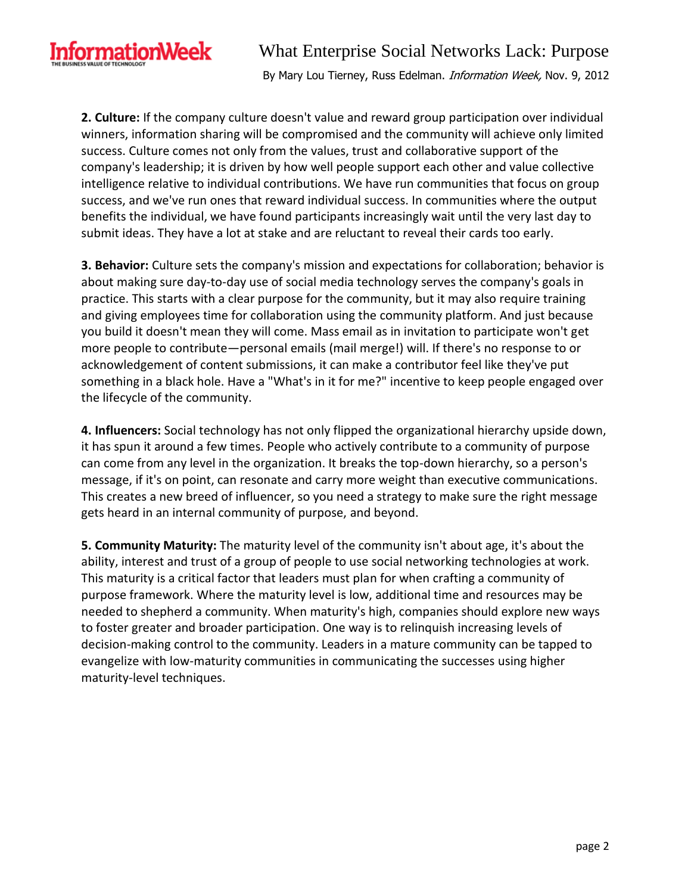**2. Culture:** If the company culture doesn't value and reward group participation over individual winners, information sharing will be compromised and the community will achieve only limited success. Culture comes not only from the values, trust and collaborative support of the company's leadership; it is driven by how well people support each other and value collective intelligence relative to individual contributions. We have run communities that focus on group success, and we've run ones that reward individual success. In communities where the output benefits the individual, we have found participants increasingly wait until the very last day to submit ideas. They have a lot at stake and are reluctant to reveal their cards too early.

**3. Behavior:** Culture sets the company's mission and expectations for collaboration; behavior is about making sure day-to-day use of social media technology serves the company's goals in practice. This starts with a clear purpose for the community, but it may also require training and giving employees time for collaboration using the community platform. And just because you build it doesn't mean they will come. Mass email as in invitation to participate won't get more people to contribute—personal emails (mail merge!) will. If there's no response to or acknowledgement of content submissions, it can make a contributor feel like they've put something in a black hole. Have a "What's in it for me?" incentive to keep people engaged over the lifecycle of the community.

**4. Influencers:** Social technology has not only flipped the organizational hierarchy upside down, it has spun it around a few times. People who actively contribute to a community of purpose can come from any level in the organization. It breaks the top-down hierarchy, so a person's message, if it's on point, can resonate and carry more weight than executive communications. This creates a new breed of influencer, so you need a strategy to make sure the right message gets heard in an internal community of purpose, and beyond.

**5. Community Maturity:** The maturity level of the community isn't about age, it's about the ability, interest and trust of a group of people to use social networking technologies at work. This maturity is a critical factor that leaders must plan for when crafting a community of purpose framework. Where the maturity level is low, additional time and resources may be needed to shepherd a community. When maturity's high, companies should explore new ways to foster greater and broader participation. One way is to relinquish increasing levels of decision-making control to the community. Leaders in a mature community can be tapped to evangelize with low-maturity communities in communicating the successes using higher maturity-level techniques.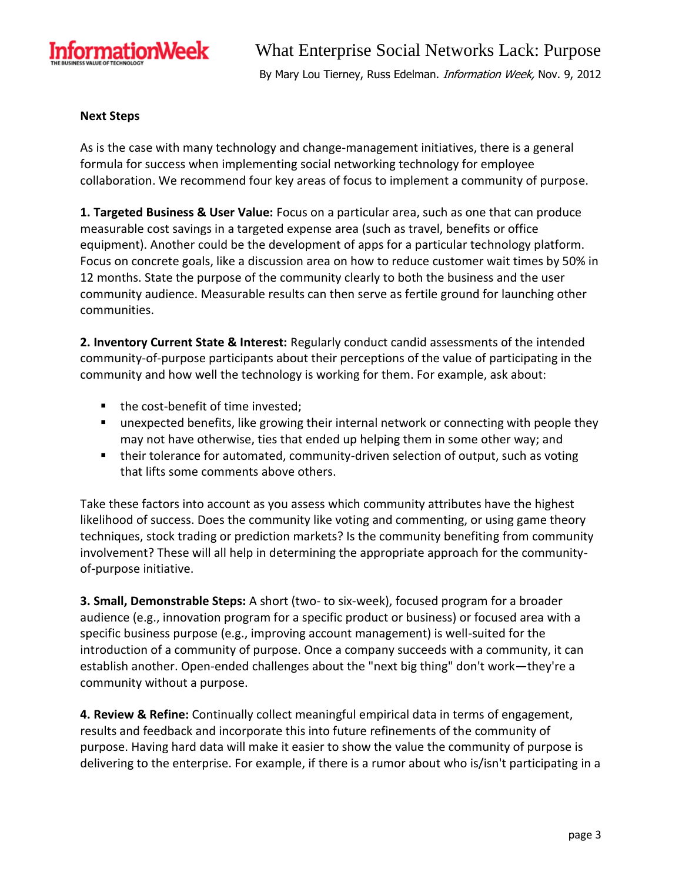**Next Steps**

As is the case with many technology and change-management initiatives, there is a general formula for success when implementing social networking technology for employee collaboration. We recommend four key areas of focus to implement a community of purpose.

**1. Targeted Business & User Value:** Focus on a particular area, such as one that can produce measurable cost savings in a targeted expense area (such as travel, benefits or office equipment). Another could be the development of apps for a particular technology platform. Focus on concrete goals, like a discussion area on how to reduce customer wait times by 50% in 12 months. State the purpose of the community clearly to both the business and the user community audience. Measurable results can then serve as fertile ground for launching other communities.

**2. Inventory Current State & Interest:** Regularly conduct candid assessments of the intended community-of-purpose participants about their perceptions of the value of participating in the community and how well the technology is working for them. For example, ask about:

- the cost-benefit of time invested;
- unexpected benefits, like growing their internal network or connecting with people they may not have otherwise, ties that ended up helping them in some other way; and
- their tolerance for automated, community-driven selection of output, such as voting that lifts some comments above others.

Take these factors into account as you assess which community attributes have the highest likelihood of success. Does the community like voting and commenting, or using game theory techniques, stock trading or prediction markets? Is the community benefiting from community involvement? These will all help in determining the appropriate approach for the community-of-purpose initiative.

**3. Small, Demonstrable Steps:** A short (two- to six-week), focused program for a broader audience (e.g., innovation program for a specific product or business) or focused area with a specific business purpose (e.g., improving account management) is well-suited for the introduction of a community of purpose. Once a company succeeds with a community, it can establish another. Open-ended challenges about the "next big thing" don't work—they're a community without a purpose.

**4. Review & Refine:** Continually collect meaningful empirical data in terms of engagement, results and feedback and incorporate this into future refinements of the community of purpose. Having hard data will make it easier to show the value the community of purpose is delivering to the enterprise. For example, if there is a rumor about who is/isn't participating in a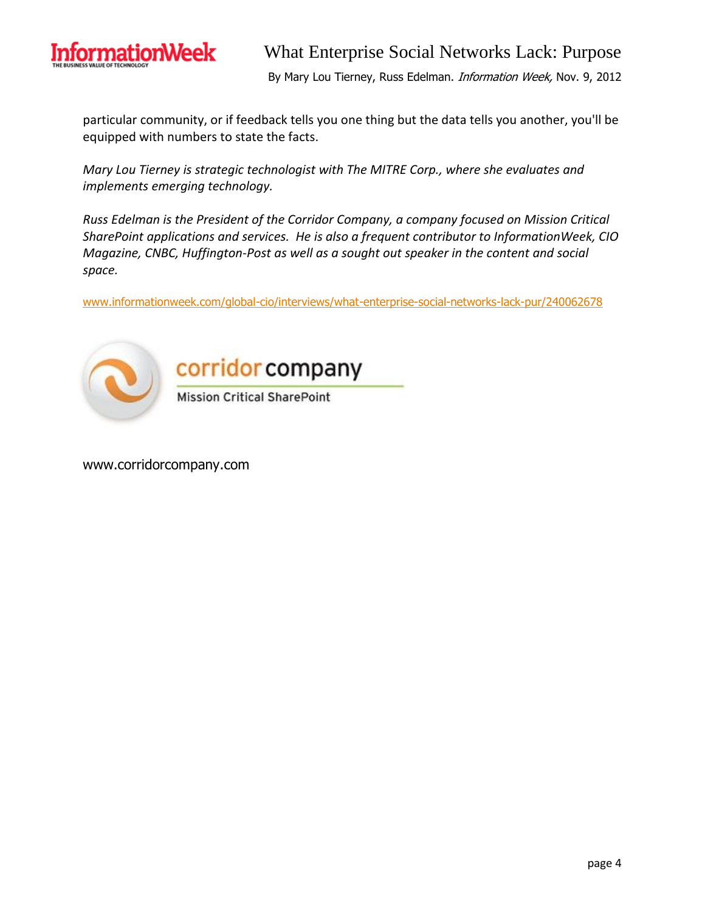particular community, or if feedback tells you one thing but the data tells you another, you'll be equipped with numbers to state the facts.

*Mary Lou Tierney is strategic technologist with The MITRE Corp., where she evaluates and implements emerging technology.*

*Russ Edelman is the President of the Corridor Company, a company focused on Mission Critical SharePoint applications and services. He is also a frequent contributor to InformationWeek, CIO Magazine, CNBC, Huffington-Post as well as a sought out speaker in the content and social space.*

www.informationweek.com/global-cio/interviews/what-enterprise-social-networks-lack-pur/240062678

corridor company

Mission Critical SharePoint

www.corridorcompany.com